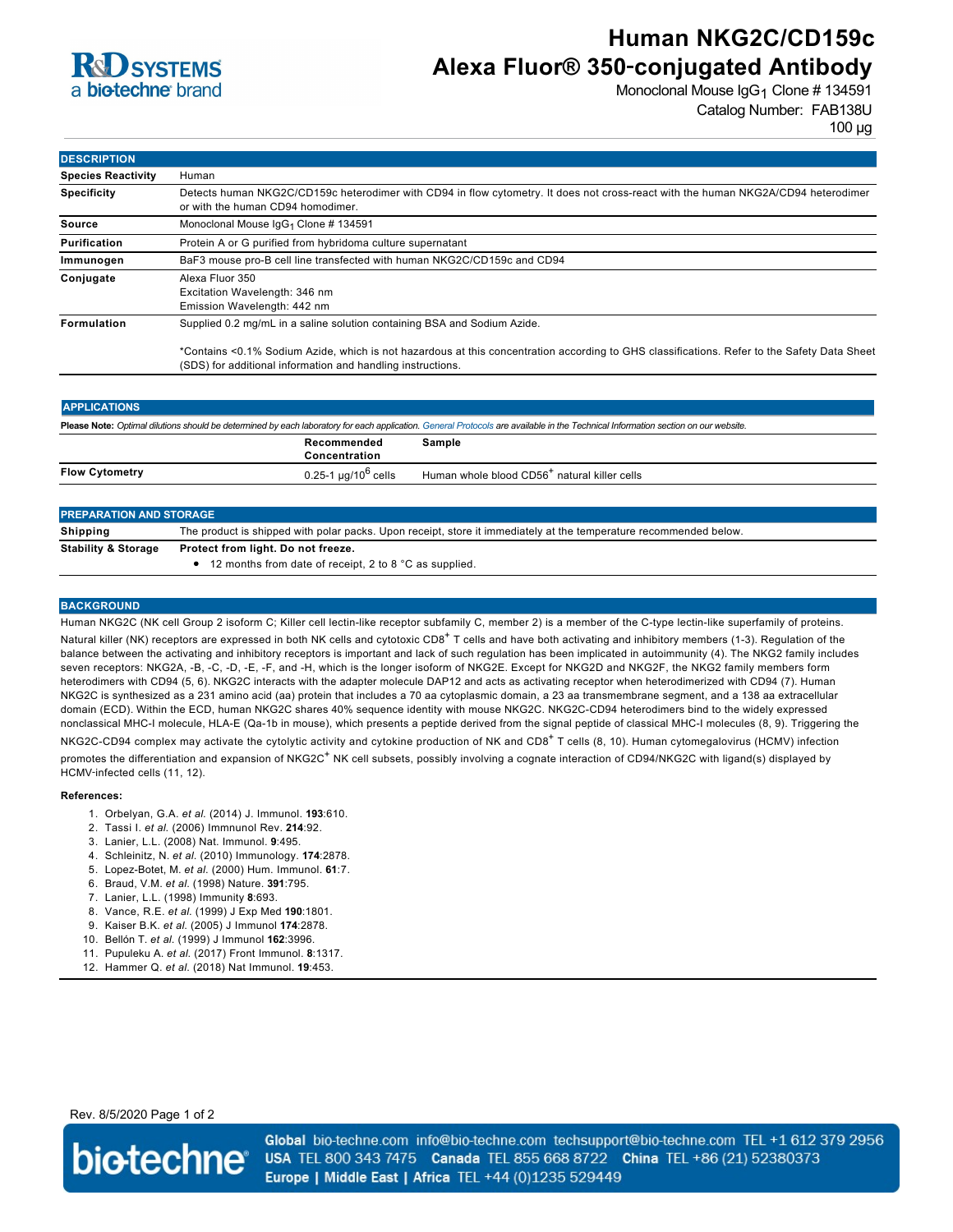# Human NKG2C/CD159c Alexa Fluor® 350-conjugated Antibody

Monoclonal Mouse $IgG_1$ Clone # 134591

Catalog Number: FAB138U

100 µg

## DESCRIPTION

| | |
|---|---|
| **Species Reactivity** | Human |
| **Specificity** | Detects human NKG2C/CD159c heterodimer with CD94 in flow cytometry. It does not cross-react with the human NKG2A/CD94 heterodimer or with the human CD94 homodimer. |
| **Source** | Monoclonal Mouse $IgG_1$ Clone # 134591 |
| **Purification** | Protein A or G purified from hybridoma culture supernatant |
| **Immunogen** | BaF3 mouse pro-B cell line transfected with human NKG2C/CD159c and CD94 |
| **Conjugate** | Alexa Fluor 350<br>Excitation Wavelength: 346 nm<br>Emission Wavelength: 442 nm |
| **Formulation** | Supplied 0.2 mg/mL in a saline solution containing BSA and Sodium Azide.<br><br>*Contains <0.1% Sodium Azide, which is not hazardous at this concentration according to GHS classifications. Refer to the Safety Data Sheet (SDS) for additional information and handling instructions. |

## APPLICATIONS

**Please Note:** *Optimal dilutions should be determined by each laboratory for each application. General Protocols are available in the Technical Information section on our website.*

| | Recommended Concentration | Sample |
|---|---|---|
| **Flow Cytometry** | 0.25-1 µg/$10^6$ cells | Human whole blood CD56+ natural killer cells |

## PREPARATION AND STORAGE

| | |
|---|---|
| **Shipping** | The product is shipped with polar packs. Upon receipt, store it immediately at the temperature recommended below. |
| **Stability & Storage** | **Protect from light. Do not freeze.**<br>• 12 months from date of receipt, 2 to 8 °C as supplied. |

## BACKGROUND

Human NKG2C (NK cell Group 2 isoform C; Killer cell lectin-like receptor subfamily C, member 2) is a member of the C-type lectin-like superfamily of proteins. Natural killer (NK) receptors are expressed in both NK cells and cytotoxic CD8+ T cells and have both activating and inhibitory members (1-3). Regulation of the balance between the activating and inhibitory receptors is important and lack of such regulation has been implicated in autoimmunity (4). The NKG2 family includes seven receptors: NKG2A, -B, -C, -D, -E, -F, and -H, which is the longer isoform of NKG2E. Except for NKG2D and NKG2F, the NKG2 family members form heterodimers with CD94 (5, 6). NKG2C interacts with the adapter molecule DAP12 and acts as activating receptor when heterodimerized with CD94 (7). Human NKG2C is synthesized as a 231 amino acid (aa) protein that includes a 70 aa cytoplasmic domain, a 23 aa transmembrane segment, and a 138 aa extracellular domain (ECD). Within the ECD, human NKG2C shares 40% sequence identity with mouse NKG2C. NKG2C-CD94 heterodimers bind to the widely expressed nonclassical MHC-I molecule, HLA-E (Qa-1b in mouse), which presents a peptide derived from the signal peptide of classical MHC-I molecules (8, 9). Triggering the NKG2C-CD94 complex may activate the cytolytic activity and cytokine production of NK and CD8+ T cells (8, 10). Human cytomegalovirus (HCMV) infection promotes the differentiation and expansion of NKG2C+ NK cell subsets, possibly involving a cognate interaction of CD94/NKG2C with ligand(s) displayed by HCMV-infected cells (11, 12).

**References:**

1. Orbelyan, G.A. *et al.* (2014) J. Immunol. **193**:610.
2. Tassi I. *et al.* (2006) Immnunol Rev. **214**:92.
3. Lanier, L.L. (2008) Nat. Immunol. **9**:495.
4. Schleinitz, N. *et al.* (2010) Immunology. **174**:2878.
5. Lopez-Botet, M. *et al.* (2000) Hum. Immunol. **61**:7.
6. Braud, V.M. *et al.* (1998) Nature. **391**:795.
7. Lanier, L.L. (1998) Immunity **8**:693.
8. Vance, R.E. *et al.* (1999) J Exp Med **190**:1801.
9. Kaiser B.K. *et al.* (2005) J Immunol **174**:2878.
10. Bellón T. *et al.* (1999) J Immunol **162**:3996.
11. Pupuleku A. *et al.* (2017) Front Immunol. **8**:1317.
12. Hammer Q. *et al.* (2018) Nat Immunol. **19**:453.

Rev. 8/5/2020

**Global** bio-techne.com info@bio-techne.com techsupport@bio-techne.com TEL +1 612 379 2956
**USA** TEL 800 343 7475 **Canada** TEL 855 668 8722 **China** TEL +86 (21) 52380373
**Europe | Middle East | Africa** TEL +44 (0)1235 529449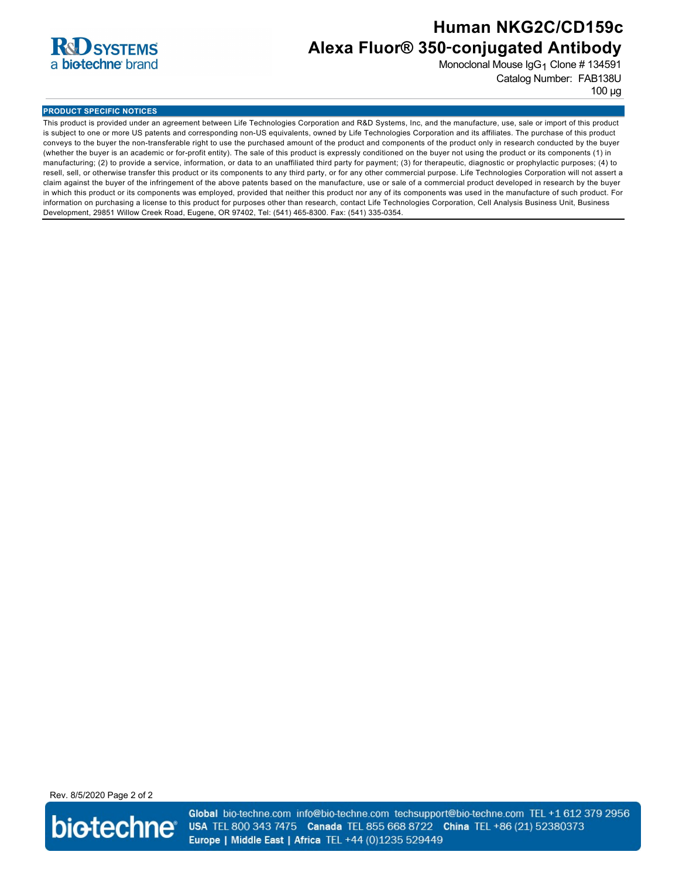# Human NKG2C/CD159c Alexa Fluor® 350-conjugated Antibody

Monoclonal Mouse $IgG_1$ Clone # 134591

Catalog Number: FAB138U

100 µg

## PRODUCT SPECIFIC NOTICES

This product is provided under an agreement between Life Technologies Corporation and R&D Systems, Inc, and the manufacture, use, sale or import of this product is subject to one or more US patents and corresponding non-US equivalents, owned by Life Technologies Corporation and its affiliates. The purchase of this product conveys to the buyer the non-transferable right to use the purchased amount of the product and components of the product only in research conducted by the buyer (whether the buyer is an academic or for-profit entity). The sale of this product is expressly conditioned on the buyer not using the product or its components (1) in manufacturing; (2) to provide a service, information, or data to an unaffiliated third party for payment; (3) for therapeutic, diagnostic or prophylactic purposes; (4) to resell, sell, or otherwise transfer this product or its components to any third party, or for any other commercial purpose. Life Technologies Corporation will not assert a claim against the buyer of the infringement of the above patents based on the manufacture, use or sale of a commercial product developed in research by the buyer in which this product or its components was employed, provided that neither this product nor any of its components was used in the manufacture of such product. For information on purchasing a license to this product for purposes other than research, contact Life Technologies Corporation, Cell Analysis Business Unit, Business Development, 29851 Willow Creek Road, Eugene, OR 97402, Tel: (541) 465-8300. Fax: (541) 335-0354.

Rev. 8/5/2020

**Global** bio-techne.com info@bio-techne.com techsupport@bio-techne.com TEL +1 612 379 2956
**USA** TEL 800 343 7475 **Canada** TEL 855 668 8722 **China** TEL +86 (21) 52380373
**Europe | Middle East | Africa** TEL +44 (0)1235 529449